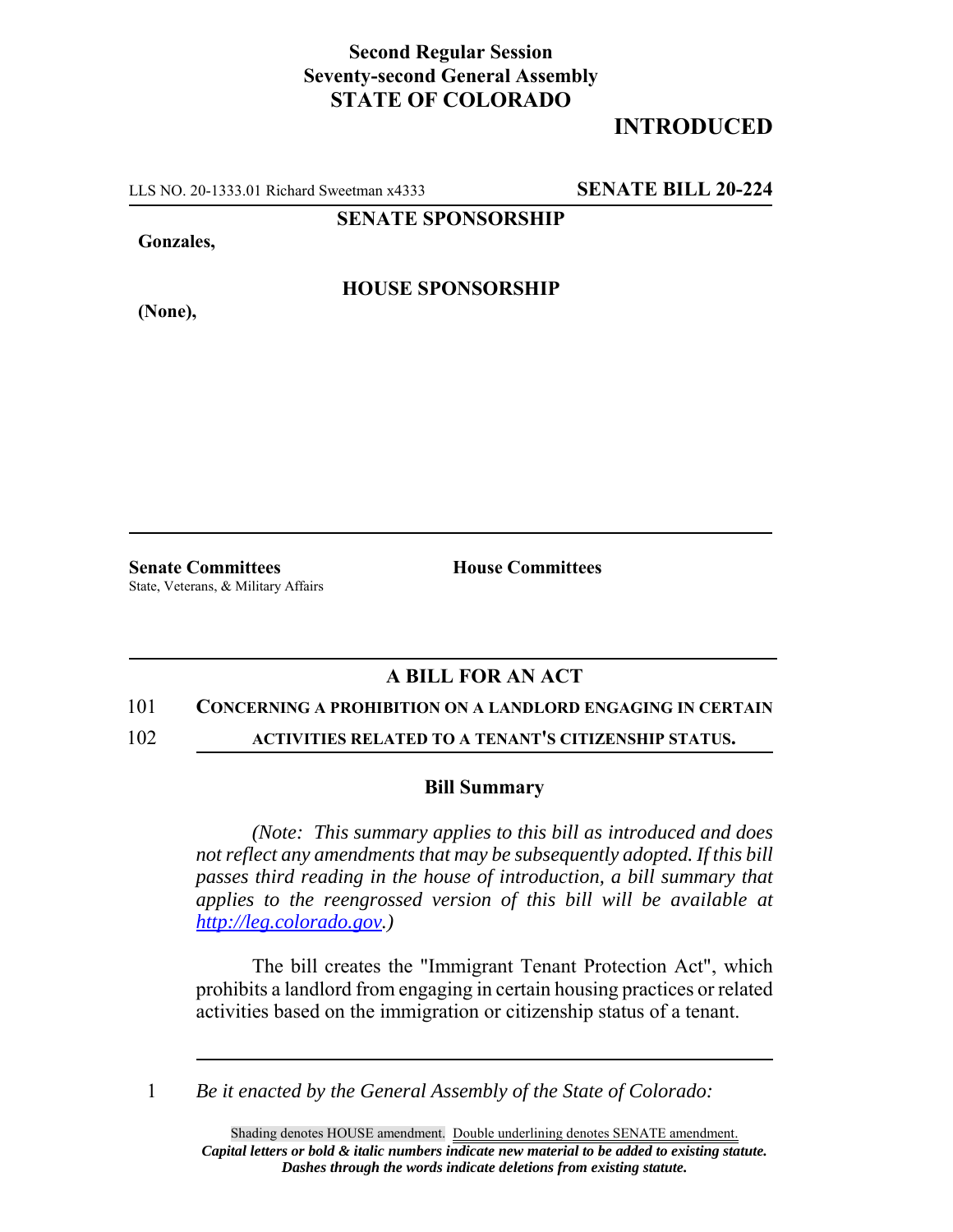**Second Regular Session**
**Seventy-second General Assembly**
**STATE OF COLORADO**

# INTRODUCED

LLS NO. 20-1333.01 Richard Sweetman x4333 **SENATE BILL 20-224**

**SENATE SPONSORSHIP**

**Gonzales,**

**HOUSE SPONSORSHIP**

**(None),**

**Senate Committees**
State, Veterans, & Military Affairs

**House Committees**

## A BILL FOR AN ACT

101 **CONCERNING A PROHIBITION ON A LANDLORD ENGAGING IN CERTAIN**
102 **ACTIVITIES RELATED TO A TENANT'S CITIZENSHIP STATUS.**

### Bill Summary

*(Note: This summary applies to this bill as introduced and does not reflect any amendments that may be subsequently adopted. If this bill passes third reading in the house of introduction, a bill summary that applies to the reengrossed version of this bill will be available at [http://leg.colorado.gov](http://leg.colorado.gov).)*

The bill creates the "Immigrant Tenant Protection Act", which prohibits a landlord from engaging in certain housing practices or related activities based on the immigration or citizenship status of a tenant.

1 *Be it enacted by the General Assembly of the State of Colorado:*

Shading denotes HOUSE amendment. Double underlining denotes SENATE amendment.
***Capital letters or bold & italic numbers indicate new material to be added to existing statute.***
***Dashes through the words indicate deletions from existing statute.***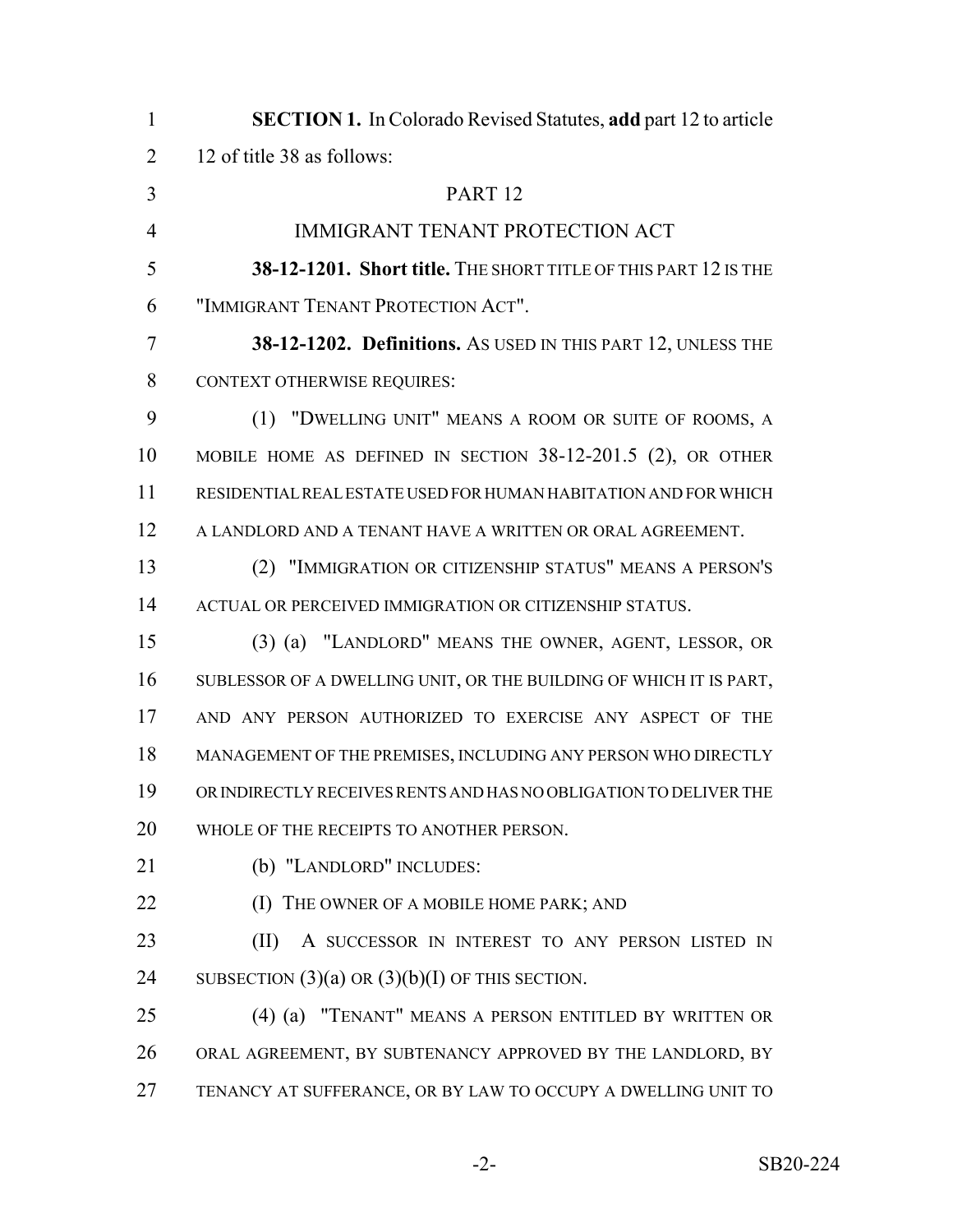**SECTION 1.** In Colorado Revised Statutes, **add** part 12 to article 12 of title 38 as follows:

PART 12

IMMIGRANT TENANT PROTECTION ACT

**38-12-1201. Short title.** THE SHORT TITLE OF THIS PART 12 IS THE "IMMIGRANT TENANT PROTECTION ACT".

**38-12-1202. Definitions.** AS USED IN THIS PART 12, UNLESS THE CONTEXT OTHERWISE REQUIRES:

(1) "DWELLING UNIT" MEANS A ROOM OR SUITE OF ROOMS, A MOBILE HOME AS DEFINED IN SECTION 38-12-201.5 (2), OR OTHER RESIDENTIAL REAL ESTATE USED FOR HUMAN HABITATION AND FOR WHICH A LANDLORD AND A TENANT HAVE A WRITTEN OR ORAL AGREEMENT.

(2) "IMMIGRATION OR CITIZENSHIP STATUS" MEANS A PERSON'S ACTUAL OR PERCEIVED IMMIGRATION OR CITIZENSHIP STATUS.

(3) (a) "LANDLORD" MEANS THE OWNER, AGENT, LESSOR, OR SUBLESSOR OF A DWELLING UNIT, OR THE BUILDING OF WHICH IT IS PART, AND ANY PERSON AUTHORIZED TO EXERCISE ANY ASPECT OF THE MANAGEMENT OF THE PREMISES, INCLUDING ANY PERSON WHO DIRECTLY OR INDIRECTLY RECEIVES RENTS AND HAS NO OBLIGATION TO DELIVER THE WHOLE OF THE RECEIPTS TO ANOTHER PERSON.

(b) "LANDLORD" INCLUDES:

(I) THE OWNER OF A MOBILE HOME PARK; AND

(II) A SUCCESSOR IN INTEREST TO ANY PERSON LISTED IN SUBSECTION (3)(a) OR (3)(b)(I) OF THIS SECTION.

(4) (a) "TENANT" MEANS A PERSON ENTITLED BY WRITTEN OR ORAL AGREEMENT, BY SUBTENANCY APPROVED BY THE LANDLORD, BY TENANCY AT SUFFERANCE, OR BY LAW TO OCCUPY A DWELLING UNIT TO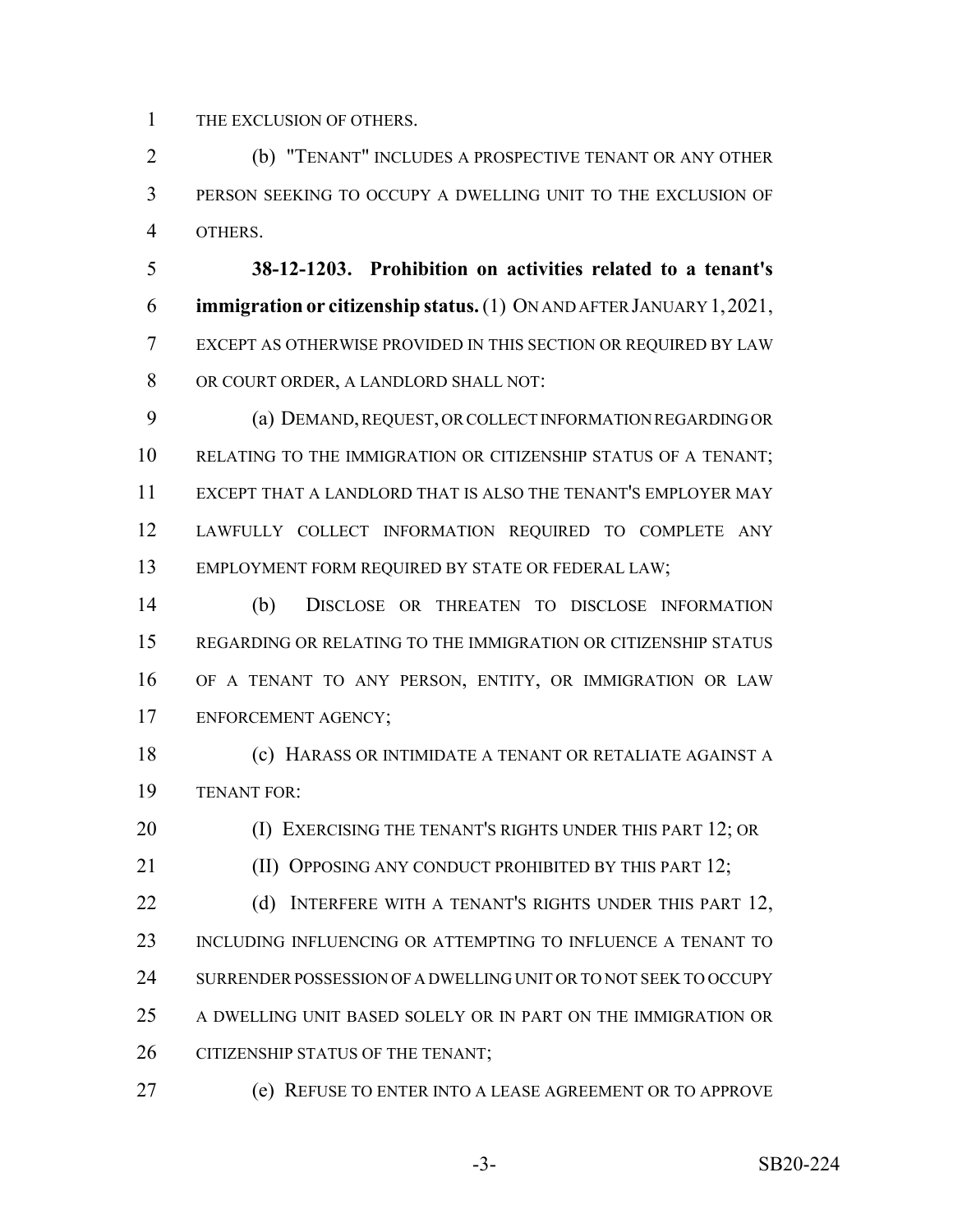THE EXCLUSION OF OTHERS.

(b) "TENANT" INCLUDES A PROSPECTIVE TENANT OR ANY OTHER PERSON SEEKING TO OCCUPY A DWELLING UNIT TO THE EXCLUSION OF OTHERS.

**38-12-1203. Prohibition on activities related to a tenant's immigration or citizenship status.** (1) ON AND AFTER JANUARY 1, 2021, EXCEPT AS OTHERWISE PROVIDED IN THIS SECTION OR REQUIRED BY LAW OR COURT ORDER, A LANDLORD SHALL NOT:

(a) DEMAND, REQUEST, OR COLLECT INFORMATION REGARDING OR RELATING TO THE IMMIGRATION OR CITIZENSHIP STATUS OF A TENANT; EXCEPT THAT A LANDLORD THAT IS ALSO THE TENANT'S EMPLOYER MAY LAWFULLY COLLECT INFORMATION REQUIRED TO COMPLETE ANY EMPLOYMENT FORM REQUIRED BY STATE OR FEDERAL LAW;

(b) DISCLOSE OR THREATEN TO DISCLOSE INFORMATION REGARDING OR RELATING TO THE IMMIGRATION OR CITIZENSHIP STATUS OF A TENANT TO ANY PERSON, ENTITY, OR IMMIGRATION OR LAW ENFORCEMENT AGENCY;

(c) HARASS OR INTIMIDATE A TENANT OR RETALIATE AGAINST A TENANT FOR:

(I) EXERCISING THE TENANT'S RIGHTS UNDER THIS PART 12; OR

(II) OPPOSING ANY CONDUCT PROHIBITED BY THIS PART 12;

(d) INTERFERE WITH A TENANT'S RIGHTS UNDER THIS PART 12, INCLUDING INFLUENCING OR ATTEMPTING TO INFLUENCE A TENANT TO SURRENDER POSSESSION OF A DWELLING UNIT OR TO NOT SEEK TO OCCUPY A DWELLING UNIT BASED SOLELY OR IN PART ON THE IMMIGRATION OR CITIZENSHIP STATUS OF THE TENANT;

(e) REFUSE TO ENTER INTO A LEASE AGREEMENT OR TO APPROVE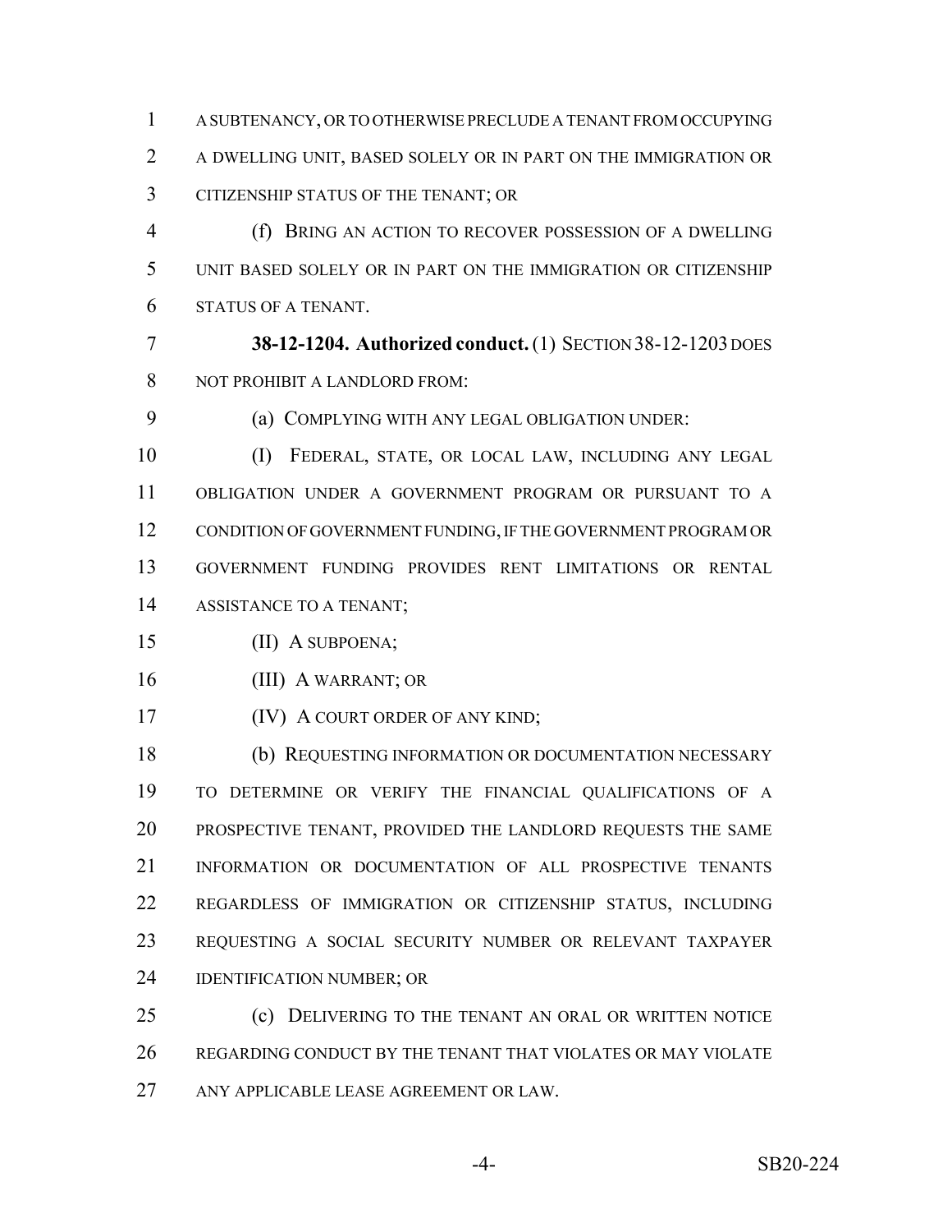A SUBTENANCY, OR TO OTHERWISE PRECLUDE A TENANT FROM OCCUPYING A DWELLING UNIT, BASED SOLELY OR IN PART ON THE IMMIGRATION OR CITIZENSHIP STATUS OF THE TENANT; OR

(f) BRING AN ACTION TO RECOVER POSSESSION OF A DWELLING UNIT BASED SOLELY OR IN PART ON THE IMMIGRATION OR CITIZENSHIP STATUS OF A TENANT.

**38-12-1204. Authorized conduct.** (1) SECTION 38-12-1203 DOES NOT PROHIBIT A LANDLORD FROM:

(a) COMPLYING WITH ANY LEGAL OBLIGATION UNDER:

(I) FEDERAL, STATE, OR LOCAL LAW, INCLUDING ANY LEGAL OBLIGATION UNDER A GOVERNMENT PROGRAM OR PURSUANT TO A CONDITION OF GOVERNMENT FUNDING, IF THE GOVERNMENT PROGRAM OR GOVERNMENT FUNDING PROVIDES RENT LIMITATIONS OR RENTAL ASSISTANCE TO A TENANT;

(II) A SUBPOENA;

(III) A WARRANT; OR

(IV) A COURT ORDER OF ANY KIND;

(b) REQUESTING INFORMATION OR DOCUMENTATION NECESSARY TO DETERMINE OR VERIFY THE FINANCIAL QUALIFICATIONS OF A PROSPECTIVE TENANT, PROVIDED THE LANDLORD REQUESTS THE SAME INFORMATION OR DOCUMENTATION OF ALL PROSPECTIVE TENANTS REGARDLESS OF IMMIGRATION OR CITIZENSHIP STATUS, INCLUDING REQUESTING A SOCIAL SECURITY NUMBER OR RELEVANT TAXPAYER IDENTIFICATION NUMBER; OR

(c) DELIVERING TO THE TENANT AN ORAL OR WRITTEN NOTICE REGARDING CONDUCT BY THE TENANT THAT VIOLATES OR MAY VIOLATE ANY APPLICABLE LEASE AGREEMENT OR LAW.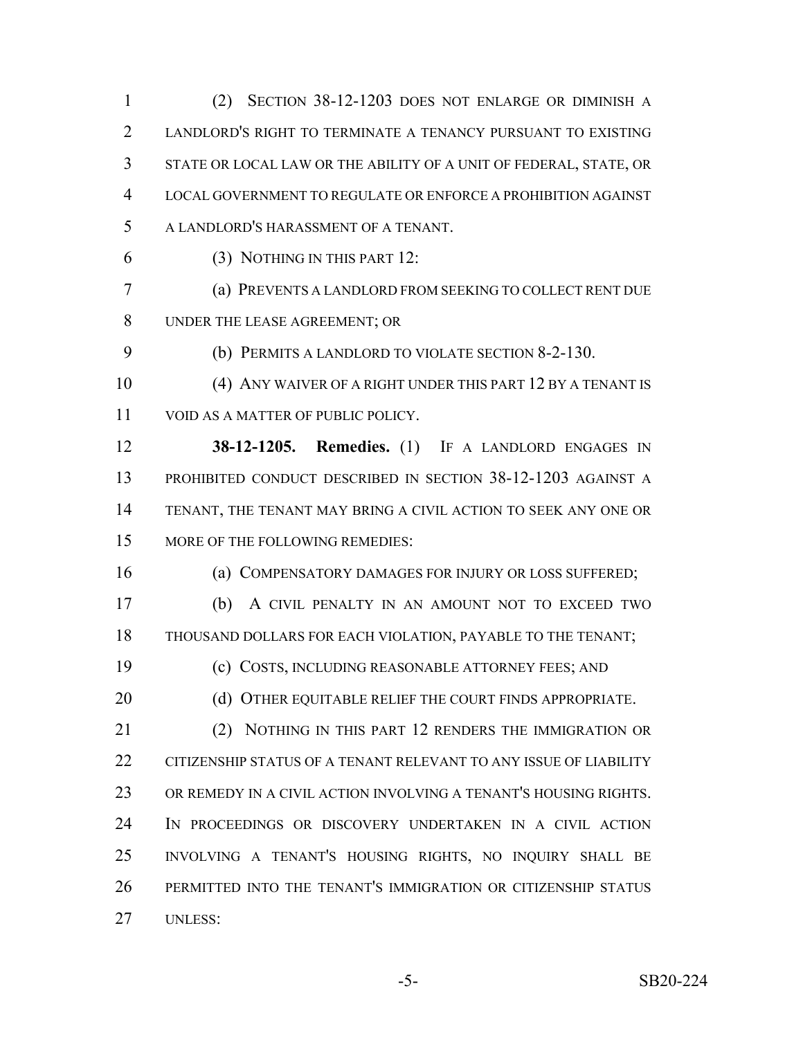(2) SECTION 38-12-1203 DOES NOT ENLARGE OR DIMINISH A LANDLORD'S RIGHT TO TERMINATE A TENANCY PURSUANT TO EXISTING STATE OR LOCAL LAW OR THE ABILITY OF A UNIT OF FEDERAL, STATE, OR LOCAL GOVERNMENT TO REGULATE OR ENFORCE A PROHIBITION AGAINST A LANDLORD'S HARASSMENT OF A TENANT.

(3) NOTHING IN THIS PART 12:

(a) PREVENTS A LANDLORD FROM SEEKING TO COLLECT RENT DUE UNDER THE LEASE AGREEMENT; OR

(b) PERMITS A LANDLORD TO VIOLATE SECTION 8-2-130.

(4) ANY WAIVER OF A RIGHT UNDER THIS PART 12 BY A TENANT IS VOID AS A MATTER OF PUBLIC POLICY.

**38-12-1205. Remedies.** (1) IF A LANDLORD ENGAGES IN PROHIBITED CONDUCT DESCRIBED IN SECTION 38-12-1203 AGAINST A TENANT, THE TENANT MAY BRING A CIVIL ACTION TO SEEK ANY ONE OR MORE OF THE FOLLOWING REMEDIES:

(a) COMPENSATORY DAMAGES FOR INJURY OR LOSS SUFFERED;

(b) A CIVIL PENALTY IN AN AMOUNT NOT TO EXCEED TWO THOUSAND DOLLARS FOR EACH VIOLATION, PAYABLE TO THE TENANT;

(c) COSTS, INCLUDING REASONABLE ATTORNEY FEES; AND

(d) OTHER EQUITABLE RELIEF THE COURT FINDS APPROPRIATE.

(2) NOTHING IN THIS PART 12 RENDERS THE IMMIGRATION OR CITIZENSHIP STATUS OF A TENANT RELEVANT TO ANY ISSUE OF LIABILITY OR REMEDY IN A CIVIL ACTION INVOLVING A TENANT'S HOUSING RIGHTS. IN PROCEEDINGS OR DISCOVERY UNDERTAKEN IN A CIVIL ACTION INVOLVING A TENANT'S HOUSING RIGHTS, NO INQUIRY SHALL BE PERMITTED INTO THE TENANT'S IMMIGRATION OR CITIZENSHIP STATUS UNLESS: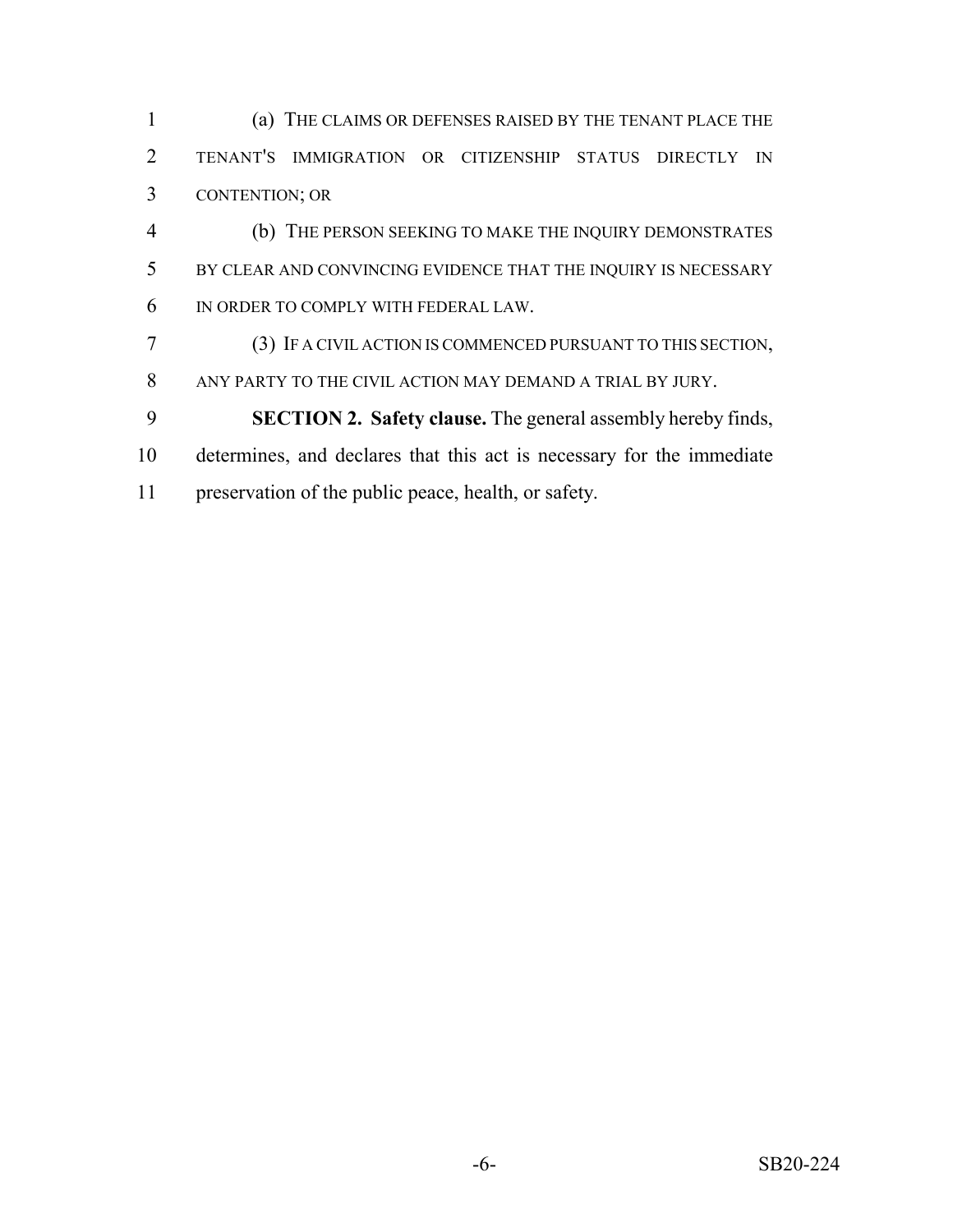(a) THE CLAIMS OR DEFENSES RAISED BY THE TENANT PLACE THE TENANT'S IMMIGRATION OR CITIZENSHIP STATUS DIRECTLY IN CONTENTION; OR

(b) THE PERSON SEEKING TO MAKE THE INQUIRY DEMONSTRATES BY CLEAR AND CONVINCING EVIDENCE THAT THE INQUIRY IS NECESSARY IN ORDER TO COMPLY WITH FEDERAL LAW.

(3) IF A CIVIL ACTION IS COMMENCED PURSUANT TO THIS SECTION, ANY PARTY TO THE CIVIL ACTION MAY DEMAND A TRIAL BY JURY.

**SECTION 2. Safety clause.** The general assembly hereby finds, determines, and declares that this act is necessary for the immediate preservation of the public peace, health, or safety.